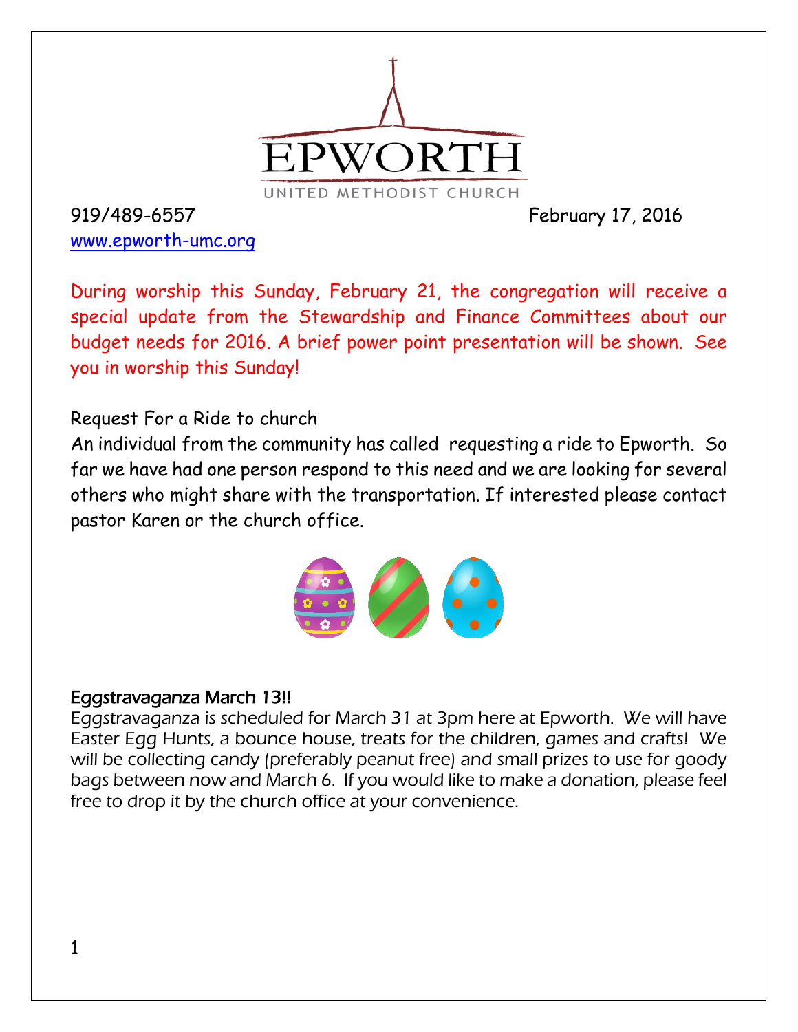# EPWORTH

UNITED METHODIST CHURCH

919/489-6557 February 17, 2016

www.epworth-umc.org

During worship this Sunday, February 21, the congregation will receive a special update from the Stewardship and Finance Committees about our budget needs for 2016. A brief power point presentation will be shown. See you in worship this Sunday!

Request For a Ride to church

An individual from the community has called requesting a ride to Epworth. So far we have had one person respond to this need and we are looking for several others who might share with the transportation. If interested please contact pastor Karen or the church office.

## Eggstravaganza March 13!!

Eggstravaganza is scheduled for March 31 at 3pm here at Epworth. We will have Easter Egg Hunts, a bounce house, treats for the children, games and crafts! We will be collecting candy (preferably peanut free) and small prizes to use for goody bags between now and March 6. If you would like to make a donation, please feel free to drop it by the church office at your convenience.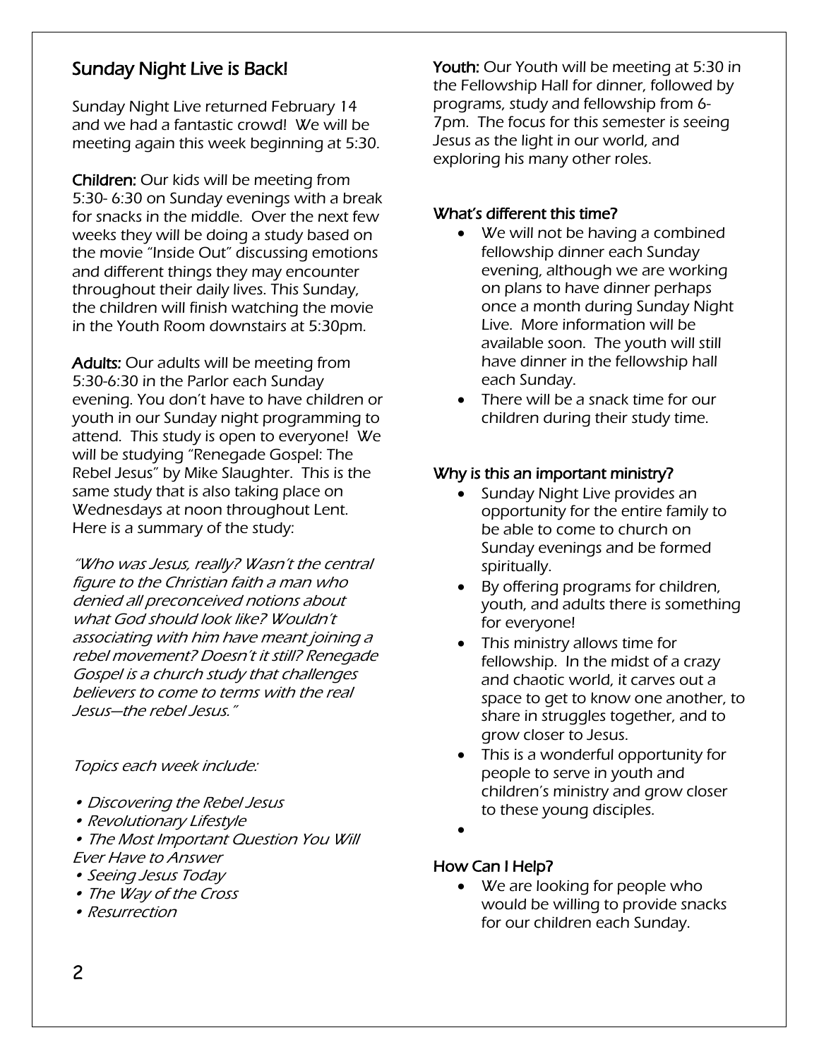## Sunday Night Live is Back!

Sunday Night Live returned February 14 and we had a fantastic crowd! We will be meeting again this week beginning at 5:30.

**Children:** Our kids will be meeting from 5:30- 6:30 on Sunday evenings with a break for snacks in the middle. Over the next few weeks they will be doing a study based on the movie "Inside Out" discussing emotions and different things they may encounter throughout their daily lives. This Sunday, the children will finish watching the movie in the Youth Room downstairs at 5:30pm.

**Adults:** Our adults will be meeting from 5:30-6:30 in the Parlor each Sunday evening. You don't have to have children or youth in our Sunday night programming to attend. This study is open to everyone! We will be studying "Renegade Gospel: The Rebel Jesus" by Mike Slaughter. This is the same study that is also taking place on Wednesdays at noon throughout Lent. Here is a summary of the study:

*"Who was Jesus, really? Wasn't the central figure to the Christian faith a man who denied all preconceived notions about what God should look like? Wouldn't associating with him have meant joining a rebel movement? Doesn't it still? Renegade Gospel is a church study that challenges believers to come to terms with the real Jesus—the rebel Jesus."*

*Topics each week include:*

- *Discovering the Rebel Jesus*
- *Revolutionary Lifestyle*
- *The Most Important Question You Will Ever Have to Answer*
- *Seeing Jesus Today*
- *The Way of the Cross*
- *Resurrection*

**Youth:** Our Youth will be meeting at 5:30 in the Fellowship Hall for dinner, followed by programs, study and fellowship from 6-7pm. The focus for this semester is seeing Jesus as the light in our world, and exploring his many other roles.

### What's different this time?

- We will not be having a combined fellowship dinner each Sunday evening, although we are working on plans to have dinner perhaps once a month during Sunday Night Live. More information will be available soon. The youth will still have dinner in the fellowship hall each Sunday.
- There will be a snack time for our children during their study time.

### Why is this an important ministry?

- Sunday Night Live provides an opportunity for the entire family to be able to come to church on Sunday evenings and be formed spiritually.
- By offering programs for children, youth, and adults there is something for everyone!
- This ministry allows time for fellowship. In the midst of a crazy and chaotic world, it carves out a space to get to know one another, to share in struggles together, and to grow closer to Jesus.
- This is a wonderful opportunity for people to serve in youth and children's ministry and grow closer to these young disciples.

### How Can I Help?

- We are looking for people who would be willing to provide snacks for our children each Sunday.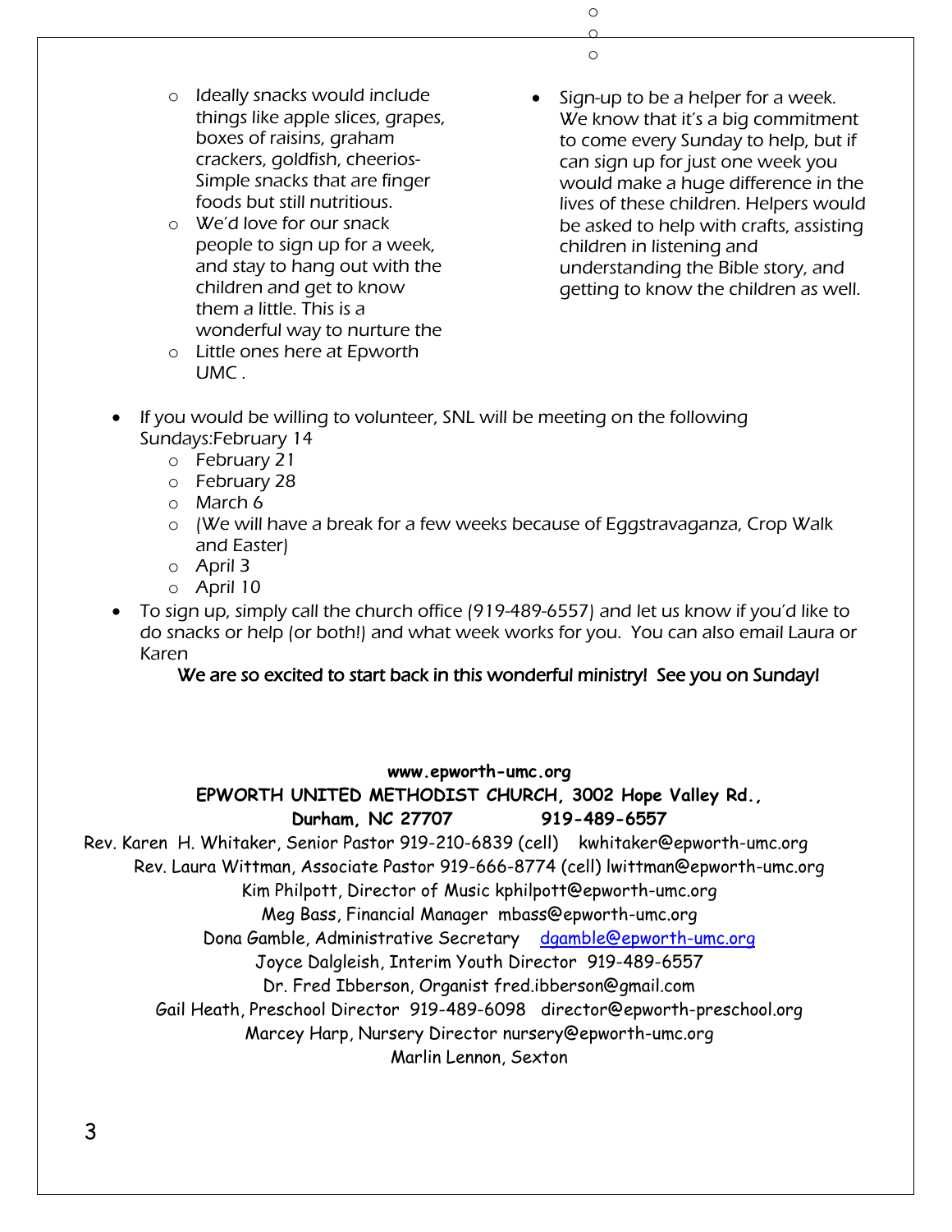- Ideally snacks would include things like apple slices, grapes, boxes of raisins, graham crackers, goldfish, cheerios- Simple snacks that are finger foods but still nutritious.
- We'd love for our snack people to sign up for a week, and stay to hang out with the children and get to know them a little. This is a wonderful way to nurture the
- Little ones here at Epworth UMC .

- Sign-up to be a helper for a week. We know that it's a big commitment to come every Sunday to help, but if can sign up for just one week you would make a huge difference in the lives of these children. Helpers would be asked to help with crafts, assisting children in listening and understanding the Bible story, and getting to know the children as well.

- If you would be willing to volunteer, SNL will be meeting on the following Sundays:February 14
  - February 21
  - February 28
  - March 6
  - (We will have a break for a few weeks because of Eggstravaganza, Crop Walk and Easter)
  - April 3
  - April 10
- To sign up, simply call the church office (919-489-6557) and let us know if you'd like to do snacks or help (or both!) and what week works for you. You can also email Laura or Karen

We are so excited to start back in this wonderful ministry! See you on Sunday!

**www.epworth-umc.org**

**EPWORTH UNITED METHODIST CHURCH, 3002 Hope Valley Rd., Durham, NC 27707 919-489-6557**

Rev. Karen H. Whitaker, Senior Pastor 919-210-6839 (cell) kwhitaker@epworth-umc.org
Rev. Laura Wittman, Associate Pastor 919-666-8774 (cell) lwittman@epworth-umc.org
Kim Philpott, Director of Music kphilpott@epworth-umc.org
Meg Bass, Financial Manager mbass@epworth-umc.org
Dona Gamble, Administrative Secretary dgamble@epworth-umc.org
Joyce Dalgleish, Interim Youth Director 919-489-6557
Dr. Fred Ibberson, Organist fred.ibberson@gmail.com
Gail Heath, Preschool Director 919-489-6098 director@epworth-preschool.org
Marcey Harp, Nursery Director nursery@epworth-umc.org
Marlin Lennon, Sexton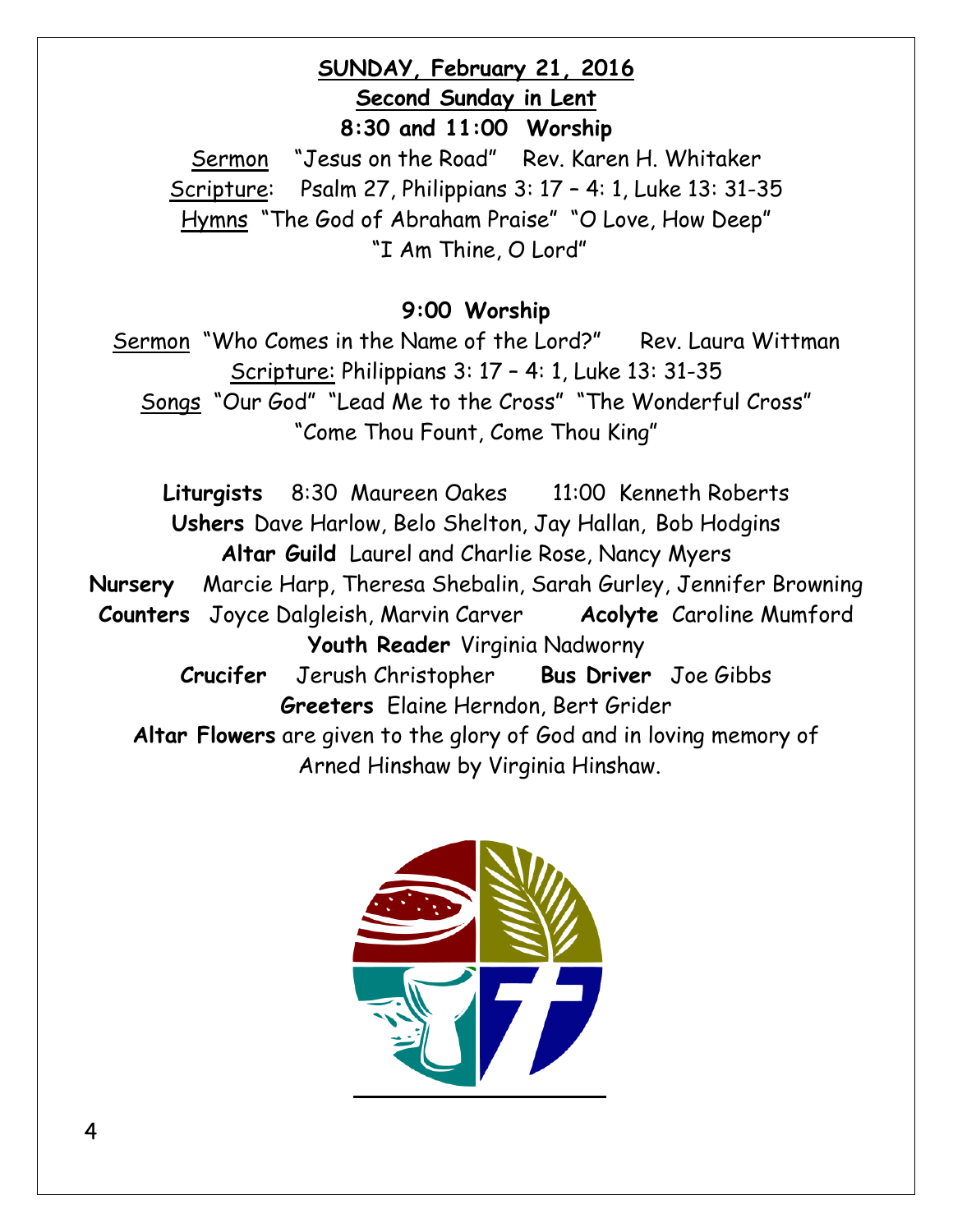## SUNDAY, February 21, 2016

### Second Sunday in Lent

### 8:30 and 11:00 Worship

Sermon "Jesus on the Road" Rev. Karen H. Whitaker

Scripture: Psalm 27, Philippians 3: 17 – 4: 1, Luke 13: 31-35

Hymns "The God of Abraham Praise" "O Love, How Deep" "I Am Thine, O Lord"

### 9:00 Worship

Sermon "Who Comes in the Name of the Lord?" Rev. Laura Wittman

Scripture: Philippians 3: 17 – 4: 1, Luke 13: 31-35

Songs "Our God" "Lead Me to the Cross" "The Wonderful Cross" "Come Thou Fount, Come Thou King"

**Liturgists** 8:30 Maureen Oakes 11:00 Kenneth Roberts

**Ushers** Dave Harlow, Belo Shelton, Jay Hallan, Bob Hodgins

**Altar Guild** Laurel and Charlie Rose, Nancy Myers

**Nursery** Marcie Harp, Theresa Shebalin, Sarah Gurley, Jennifer Browning

**Counters** Joyce Dalgleish, Marvin Carver **Acolyte** Caroline Mumford

**Youth Reader** Virginia Nadworny

**Crucifer** Jerush Christopher **Bus Driver** Joe Gibbs

**Greeters** Elaine Herndon, Bert Grider

**Altar Flowers** are given to the glory of God and in loving memory of Arned Hinshaw by Virginia Hinshaw.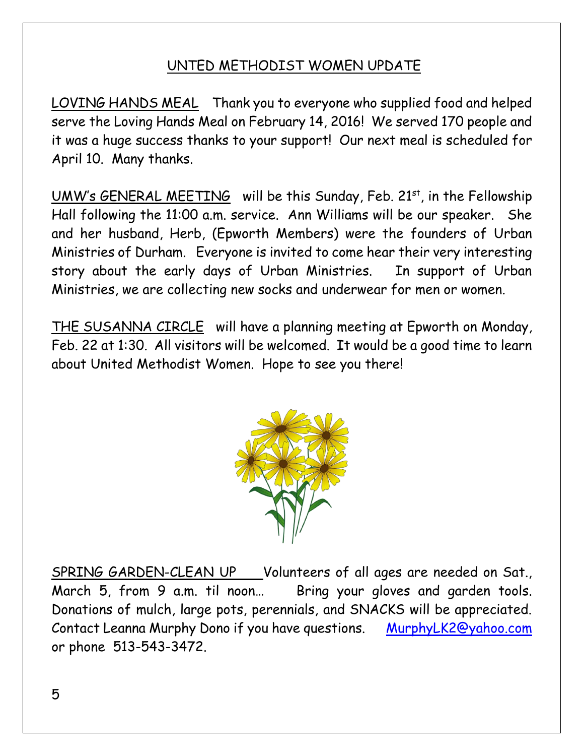## UNTED METHODIST WOMEN UPDATE

LOVING HANDS MEAL Thank you to everyone who supplied food and helped serve the Loving Hands Meal on February 14, 2016! We served 170 people and it was a huge success thanks to your support! Our next meal is scheduled for April 10. Many thanks.

UMW's GENERAL MEETING will be this Sunday, Feb. 21st, in the Fellowship Hall following the 11:00 a.m. service. Ann Williams will be our speaker. She and her husband, Herb, (Epworth Members) were the founders of Urban Ministries of Durham. Everyone is invited to come hear their very interesting story about the early days of Urban Ministries. In support of Urban Ministries, we are collecting new socks and underwear for men or women.

THE SUSANNA CIRCLE will have a planning meeting at Epworth on Monday, Feb. 22 at 1:30. All visitors will be welcomed. It would be a good time to learn about United Methodist Women. Hope to see you there!

SPRING GARDEN-CLEAN UP Volunteers of all ages are needed on Sat., March 5, from 9 a.m. til noon… Bring your gloves and garden tools. Donations of mulch, large pots, perennials, and SNACKS will be appreciated. Contact Leanna Murphy Dono if you have questions. MurphyLK2@yahoo.com or phone 513-543-3472.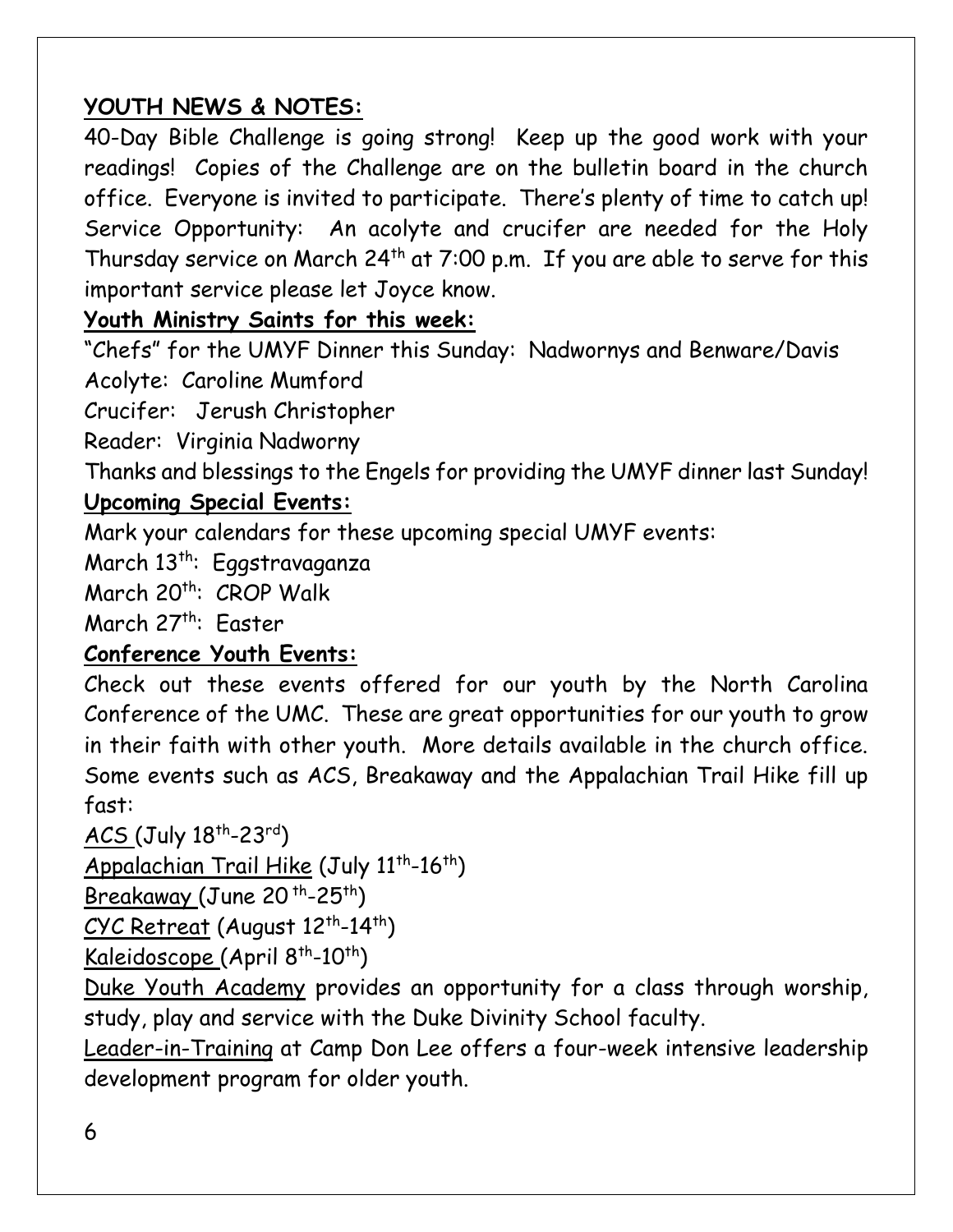## **YOUTH NEWS & NOTES:**

40-Day Bible Challenge is going strong! Keep up the good work with your readings! Copies of the Challenge are on the bulletin board in the church office. Everyone is invited to participate. There's plenty of time to catch up!

Service Opportunity: An acolyte and crucifer are needed for the Holy Thursday service on March 24th at 7:00 p.m. If you are able to serve for this important service please let Joyce know.

### **Youth Ministry Saints for this week:**

"Chefs" for the UMYF Dinner this Sunday: Nadwornys and Benware/Davis

Acolyte: Caroline Mumford

Crucifer: Jerush Christopher

Reader: Virginia Nadworny

Thanks and blessings to the Engels for providing the UMYF dinner last Sunday!

### **Upcoming Special Events:**

Mark your calendars for these upcoming special UMYF events:

March 13th: Eggstravaganza

March 20th: CROP Walk

March 27th: Easter

### **Conference Youth Events:**

Check out these events offered for our youth by the North Carolina Conference of the UMC. These are great opportunities for our youth to grow in their faith with other youth. More details available in the church office. Some events such as ACS, Breakaway and the Appalachian Trail Hike fill up fast:

ACS (July 18th-23rd)

Appalachian Trail Hike (July 11th-16th)

Breakaway (June 20th-25th)

CYC Retreat (August 12th-14th)

Kaleidoscope (April 8th-10th)

Duke Youth Academy provides an opportunity for a class through worship, study, play and service with the Duke Divinity School faculty.

Leader-in-Training at Camp Don Lee offers a four-week intensive leadership development program for older youth.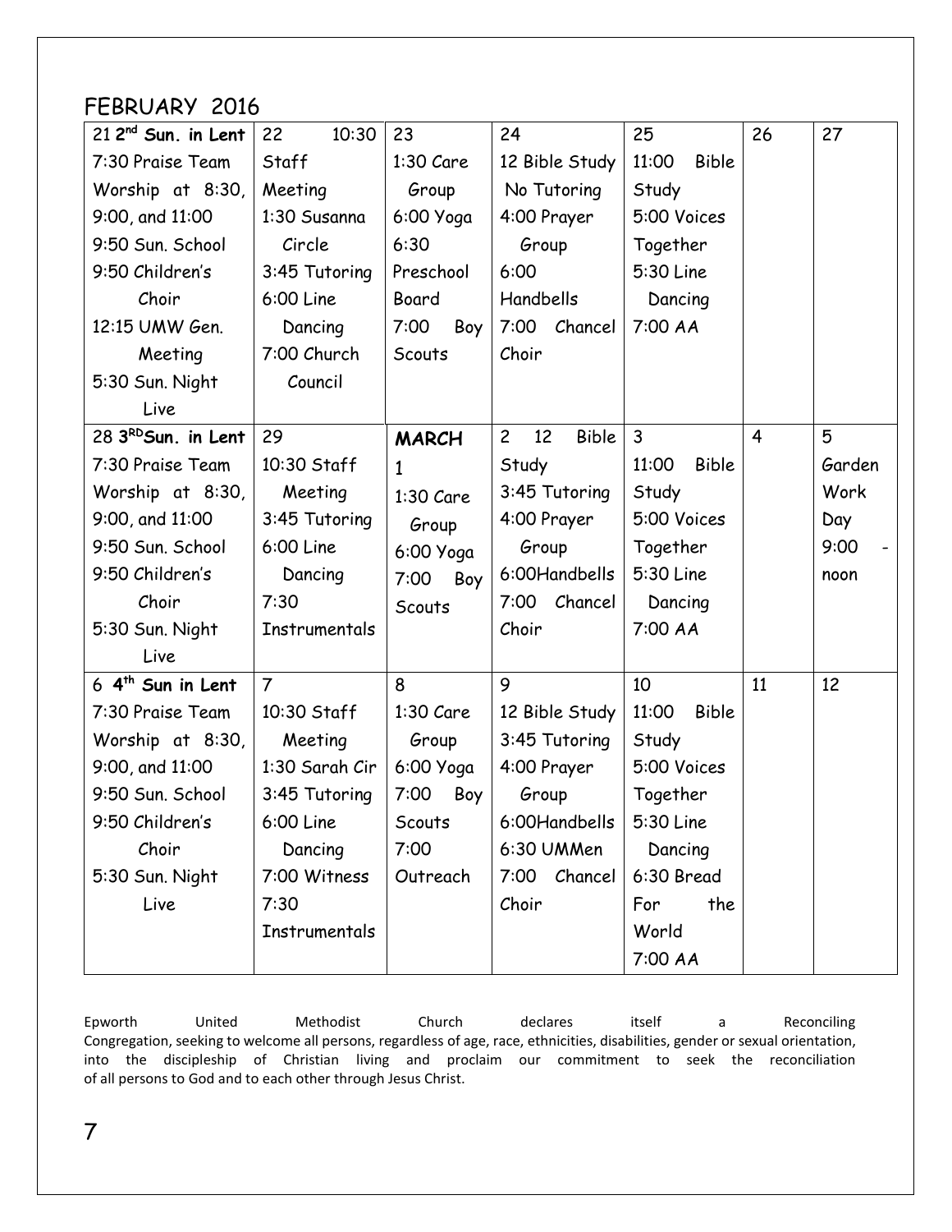## FEBRUARY 2016

| | | | | | | |
|---|---|---|---|---|---|---|
| 21 **2nd Sun. in Lent** 7:30 Praise Team Worship at 8:30, 9:00, and 11:00 9:50 Sun. School 9:50 Children's Choir 12:15 UMW Gen. Meeting 5:30 Sun. Night Live | 22 10:30 Staff Meeting 1:30 Susanna Circle 3:45 Tutoring 6:00 Line Dancing 7:00 Church Council | 23 1:30 Care Group 6:00 Yoga 6:30 Preschool Board 7:00 Boy Scouts | 24 12 Bible Study No Tutoring 4:00 Prayer Group 6:00 Handbells 7:00 Chancel Choir | 25 11:00 Bible Study 5:00 Voices Together 5:30 Line Dancing 7:00 AA | 26 | 27 |
| 28 **3RDSun. in Lent** 7:30 Praise Team Worship at 8:30, 9:00, and 11:00 9:50 Sun. School 9:50 Children's Choir 5:30 Sun. Night Live | 29 10:30 Staff Meeting 3:45 Tutoring 6:00 Line Dancing 7:30 Instrumentals | **MARCH** 1 1:30 Care Group 6:00 Yoga 7:00 Boy Scouts | 2 12 Bible Study 3:45 Tutoring 4:00 Prayer Group 6:00Handbells 7:00 Chancel Choir | 3 11:00 Bible Study 5:00 Voices Together 5:30 Line Dancing 7:00 AA | 4 | 5 Garden Work Day 9:00 - noon |
| 6 **4th Sun in Lent** 7:30 Praise Team Worship at 8:30, 9:00, and 11:00 9:50 Sun. School 9:50 Children's Choir 5:30 Sun. Night Live | 7 10:30 Staff Meeting 1:30 Sarah Cir 3:45 Tutoring 6:00 Line Dancing 7:00 Witness 7:30 Instrumentals | 8 1:30 Care Group 6:00 Yoga 7:00 Boy Scouts 7:00 Outreach | 9 12 Bible Study 3:45 Tutoring 4:00 Prayer Group 6:00Handbells 6:30 UMMen 7:00 Chancel Choir | 10 11:00 Bible Study 5:00 Voices Together 5:30 Line Dancing 6:30 Bread For the World 7:00 AA | 11 | 12 |

Epworth United Methodist Church declares itself a Reconciling Congregation, seeking to welcome all persons, regardless of age, race, ethnicities, disabilities, gender or sexual orientation, into the discipleship of Christian living and proclaim our commitment to seek the reconciliation of all persons to God and to each other through Jesus Christ.